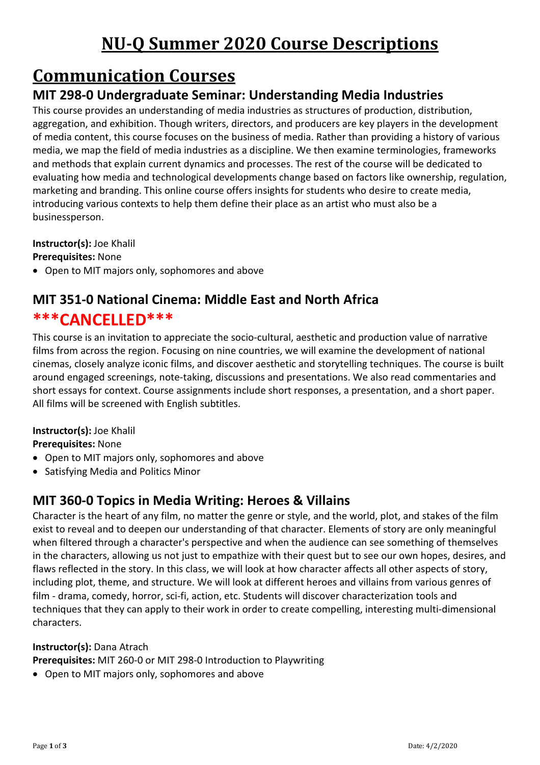# NU-Q Summer 2020 Course Descriptions

## Communication Courses

### MIT 298-0 Undergraduate Seminar: Understanding Media Industries

This course provides an understanding of media industries as structures of production, distribution, aggregation, and exhibition. Though writers, directors, and producers are key players in the development of media content, this course focuses on the business of media. Rather than providing a history of various media, we map the field of media industries as a discipline. We then examine terminologies, frameworks and methods that explain current dynamics and processes. The rest of the course will be dedicated to evaluating how media and technological developments change based on factors like ownership, regulation, marketing and branding. This online course offers insights for students who desire to create media, introducing various contexts to help them define their place as an artist who must also be a businessperson.

**Instructor(s):** Joe Khalil
**Prerequisites:** None

- Open to MIT majors only, sophomores and above

### MIT 351-0 National Cinema: Middle East and North Africa

## ***CANCELLED***

This course is an invitation to appreciate the socio-cultural, aesthetic and production value of narrative films from across the region. Focusing on nine countries, we will examine the development of national cinemas, closely analyze iconic films, and discover aesthetic and storytelling techniques. The course is built around engaged screenings, note-taking, discussions and presentations. We also read commentaries and short essays for context. Course assignments include short responses, a presentation, and a short paper. All films will be screened with English subtitles.

**Instructor(s):** Joe Khalil
**Prerequisites:** None

- Open to MIT majors only, sophomores and above
- Satisfying Media and Politics Minor

### MIT 360-0 Topics in Media Writing: Heroes & Villains

Character is the heart of any film, no matter the genre or style, and the world, plot, and stakes of the film exist to reveal and to deepen our understanding of that character. Elements of story are only meaningful when filtered through a character's perspective and when the audience can see something of themselves in the characters, allowing us not just to empathize with their quest but to see our own hopes, desires, and flaws reflected in the story. In this class, we will look at how character affects all other aspects of story, including plot, theme, and structure. We will look at different heroes and villains from various genres of film - drama, comedy, horror, sci-fi, action, etc. Students will discover characterization tools and techniques that they can apply to their work in order to create compelling, interesting multi-dimensional characters.

**Instructor(s):** Dana Atrach
**Prerequisites:** MIT 260-0 or MIT 298-0 Introduction to Playwriting

- Open to MIT majors only, sophomores and above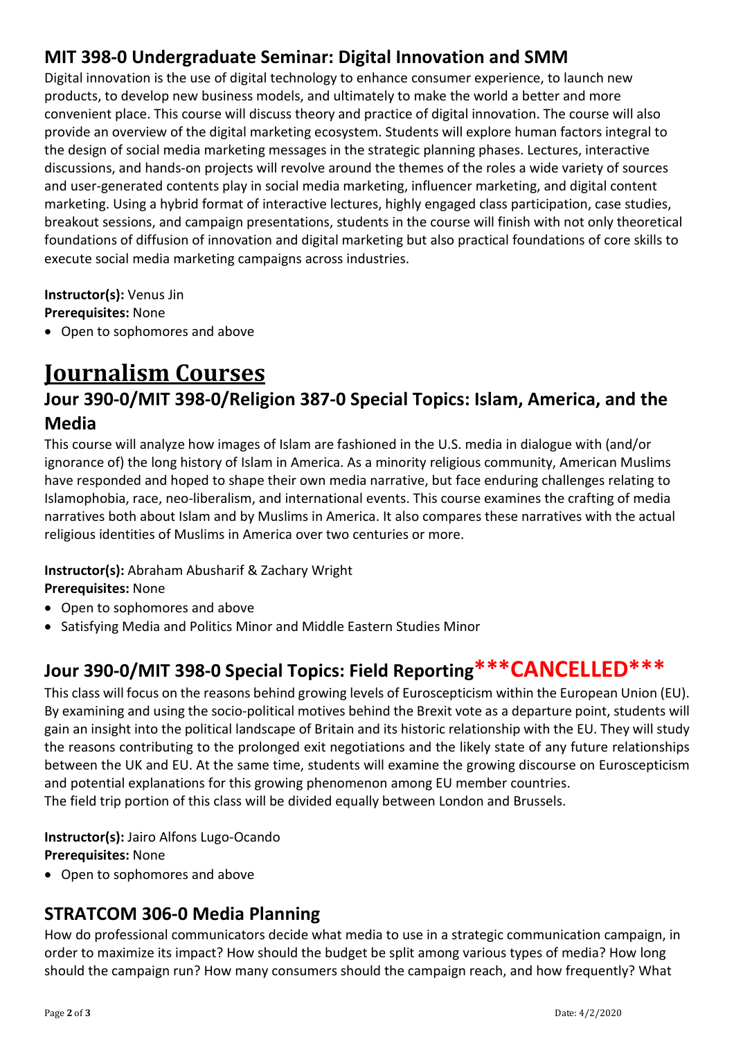## MIT 398-0 Undergraduate Seminar: Digital Innovation and SMM

Digital innovation is the use of digital technology to enhance consumer experience, to launch new products, to develop new business models, and ultimately to make the world a better and more convenient place. This course will discuss theory and practice of digital innovation. The course will also provide an overview of the digital marketing ecosystem. Students will explore human factors integral to the design of social media marketing messages in the strategic planning phases. Lectures, interactive discussions, and hands-on projects will revolve around the themes of the roles a wide variety of sources and user-generated contents play in social media marketing, influencer marketing, and digital content marketing. Using a hybrid format of interactive lectures, highly engaged class participation, case studies, breakout sessions, and campaign presentations, students in the course will finish with not only theoretical foundations of diffusion of innovation and digital marketing but also practical foundations of core skills to execute social media marketing campaigns across industries.

**Instructor(s):** Venus Jin
**Prerequisites:** None

- Open to sophomores and above

# Journalism Courses

## Jour 390-0/MIT 398-0/Religion 387-0 Special Topics: Islam, America, and the Media

This course will analyze how images of Islam are fashioned in the U.S. media in dialogue with (and/or ignorance of) the long history of Islam in America. As a minority religious community, American Muslims have responded and hoped to shape their own media narrative, but face enduring challenges relating to Islamophobia, race, neo-liberalism, and international events. This course examines the crafting of media narratives both about Islam and by Muslims in America. It also compares these narratives with the actual religious identities of Muslims in America over two centuries or more.

**Instructor(s):** Abraham Abusharif & Zachary Wright
**Prerequisites:** None

- Open to sophomores and above
- Satisfying Media and Politics Minor and Middle Eastern Studies Minor

## Jour 390-0/MIT 398-0 Special Topics: Field Reporting***CANCELLED***

This class will focus on the reasons behind growing levels of Euroscepticism within the European Union (EU). By examining and using the socio-political motives behind the Brexit vote as a departure point, students will gain an insight into the political landscape of Britain and its historic relationship with the EU. They will study the reasons contributing to the prolonged exit negotiations and the likely state of any future relationships between the UK and EU. At the same time, students will examine the growing discourse on Euroscepticism and potential explanations for this growing phenomenon among EU member countries.
The field trip portion of this class will be divided equally between London and Brussels.

**Instructor(s):** Jairo Alfons Lugo-Ocando
**Prerequisites:** None

- Open to sophomores and above

## STRATCOM 306-0 Media Planning

How do professional communicators decide what media to use in a strategic communication campaign, in order to maximize its impact? How should the budget be split among various types of media? How long should the campaign run? How many consumers should the campaign reach, and how frequently? What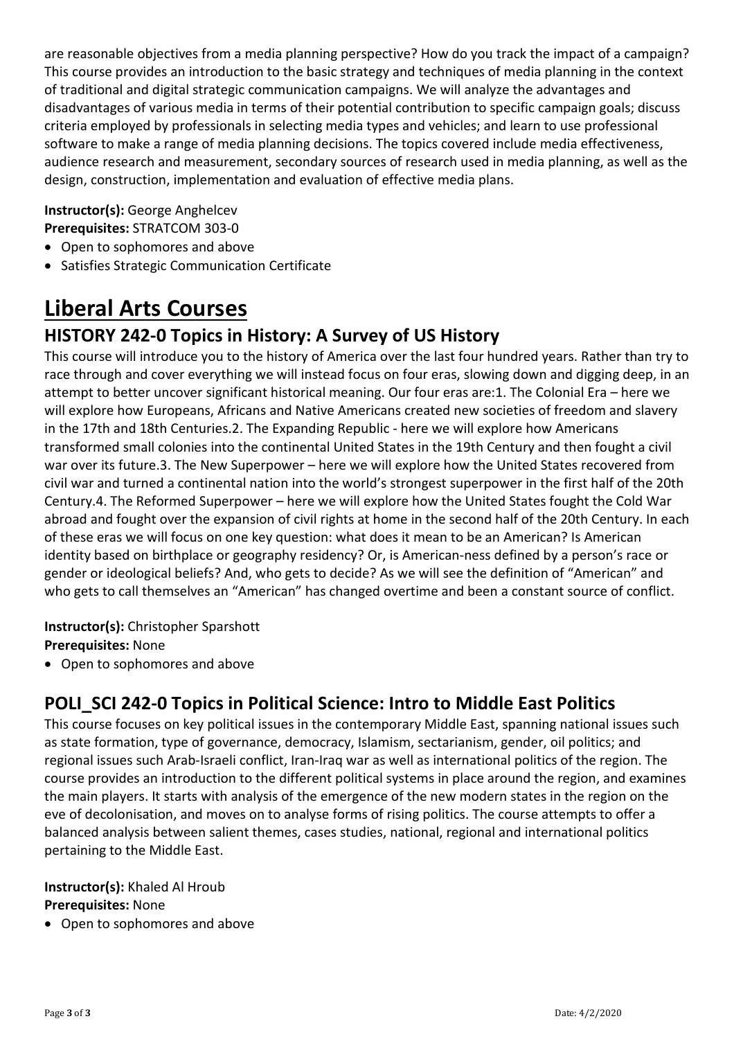are reasonable objectives from a media planning perspective? How do you track the impact of a campaign? This course provides an introduction to the basic strategy and techniques of media planning in the context of traditional and digital strategic communication campaigns. We will analyze the advantages and disadvantages of various media in terms of their potential contribution to specific campaign goals; discuss criteria employed by professionals in selecting media types and vehicles; and learn to use professional software to make a range of media planning decisions. The topics covered include media effectiveness, audience research and measurement, secondary sources of research used in media planning, as well as the design, construction, implementation and evaluation of effective media plans.

**Instructor(s):** George Anghelcev
**Prerequisites:** STRATCOM 303-0

- Open to sophomores and above
- Satisfies Strategic Communication Certificate

# Liberal Arts Courses

## HISTORY 242-0 Topics in History: A Survey of US History

This course will introduce you to the history of America over the last four hundred years. Rather than try to race through and cover everything we will instead focus on four eras, slowing down and digging deep, in an attempt to better uncover significant historical meaning. Our four eras are:1. The Colonial Era – here we will explore how Europeans, Africans and Native Americans created new societies of freedom and slavery in the 17th and 18th Centuries.2. The Expanding Republic - here we will explore how Americans transformed small colonies into the continental United States in the 19th Century and then fought a civil war over its future.3. The New Superpower – here we will explore how the United States recovered from civil war and turned a continental nation into the world's strongest superpower in the first half of the 20th Century.4. The Reformed Superpower – here we will explore how the United States fought the Cold War abroad and fought over the expansion of civil rights at home in the second half of the 20th Century. In each of these eras we will focus on one key question: what does it mean to be an American? Is American identity based on birthplace or geography residency? Or, is American-ness defined by a person's race or gender or ideological beliefs? And, who gets to decide? As we will see the definition of "American" and who gets to call themselves an "American" has changed overtime and been a constant source of conflict.

**Instructor(s):** Christopher Sparshott
**Prerequisites:** None

- Open to sophomores and above

## POLI_SCI 242-0 Topics in Political Science: Intro to Middle East Politics

This course focuses on key political issues in the contemporary Middle East, spanning national issues such as state formation, type of governance, democracy, Islamism, sectarianism, gender, oil politics; and regional issues such Arab-Israeli conflict, Iran-Iraq war as well as international politics of the region. The course provides an introduction to the different political systems in place around the region, and examines the main players. It starts with analysis of the emergence of the new modern states in the region on the eve of decolonisation, and moves on to analyse forms of rising politics. The course attempts to offer a balanced analysis between salient themes, cases studies, national, regional and international politics pertaining to the Middle East.

**Instructor(s):** Khaled Al Hroub
**Prerequisites:** None

- Open to sophomores and above

Date: 4/2/2020